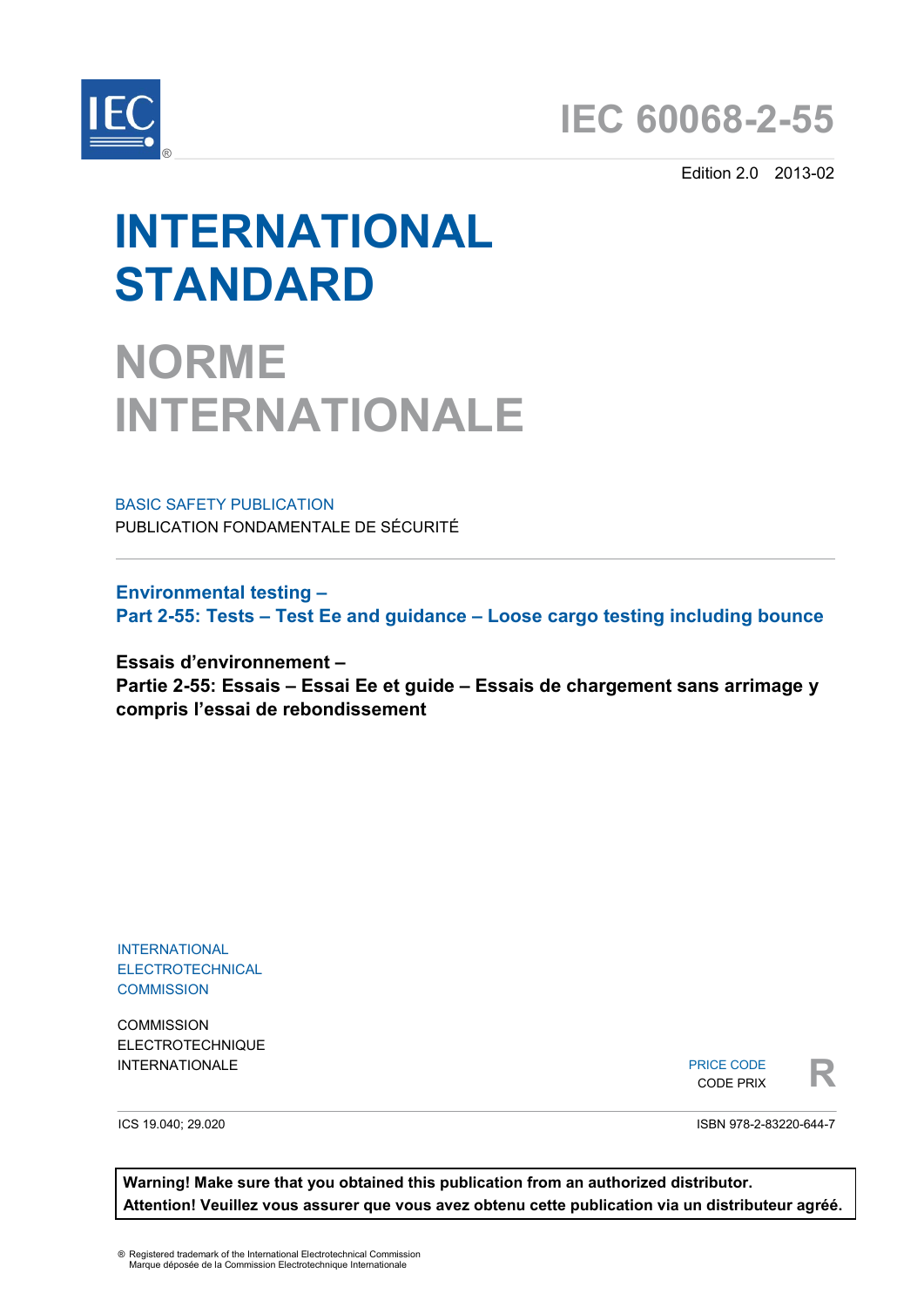# IEC 60068-2-55

Edition 2.0 2013-02

# INTERNATIONAL STANDARD

# NORME INTERNATIONALE

BASIC SAFETY PUBLICATION

PUBLICATION FONDAMENTALE DE SÉCURITÉ

## Environmental testing –
## Part 2-55: Tests – Test Ee and guidance – Loose cargo testing including bounce

## Essais d'environnement –
## Partie 2-55: Essais – Essai Ee et guide – Essais de chargement sans arrimage y compris l'essai de rebondissement

INTERNATIONAL ELECTROTECHNICAL COMMISSION

COMMISSION ELECTROTECHNIQUE INTERNATIONALE

PRICE CODE
CODE PRIX **R**

ICS 19.040; 29.020

ISBN 978-2-83220-644-7

**Warning! Make sure that you obtained this publication from an authorized distributor.**
**Attention! Veuillez vous assurer que vous avez obtenu cette publication via un distributeur agréé.**

® Registered trademark of the International Electrotechnical Commission
Marque déposée de la Commission Electrotechnique Internationale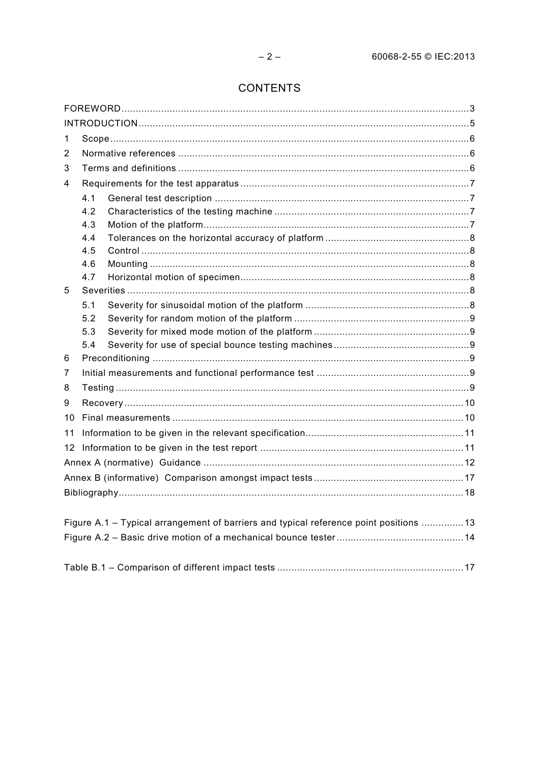# CONTENTS

FOREWORD ........ 3
INTRODUCTION ........ 5
1 Scope ........ 6
2 Normative references ........ 6
3 Terms and definitions ........ 6
4 Requirements for the test apparatus ........ 7
  4.1 General test description ........ 7
  4.2 Characteristics of the testing machine ........ 7
  4.3 Motion of the platform ........ 7
  4.4 Tolerances on the horizontal accuracy of platform ........ 8
  4.5 Control ........ 8
  4.6 Mounting ........ 8
  4.7 Horizontal motion of specimen ........ 8
5 Severities ........ 8
  5.1 Severity for sinusoidal motion of the platform ........ 8
  5.2 Severity for random motion of the platform ........ 9
  5.3 Severity for mixed mode motion of the platform ........ 9
  5.4 Severity for use of special bounce testing machines ........ 9
6 Preconditioning ........ 9
7 Initial measurements and functional performance test ........ 9
8 Testing ........ 9
9 Recovery ........ 10
10 Final measurements ........ 10
11 Information to be given in the relevant specification ........ 11
12 Information to be given in the test report ........ 11
Annex A (normative) Guidance ........ 12
Annex B (informative) Comparison amongst impact tests ........ 17
Bibliography ........ 18

Figure A.1 – Typical arrangement of barriers and typical reference point positions ........ 13
Figure A.2 – Basic drive motion of a mechanical bounce tester ........ 14

Table B.1 – Comparison of different impact tests ........ 17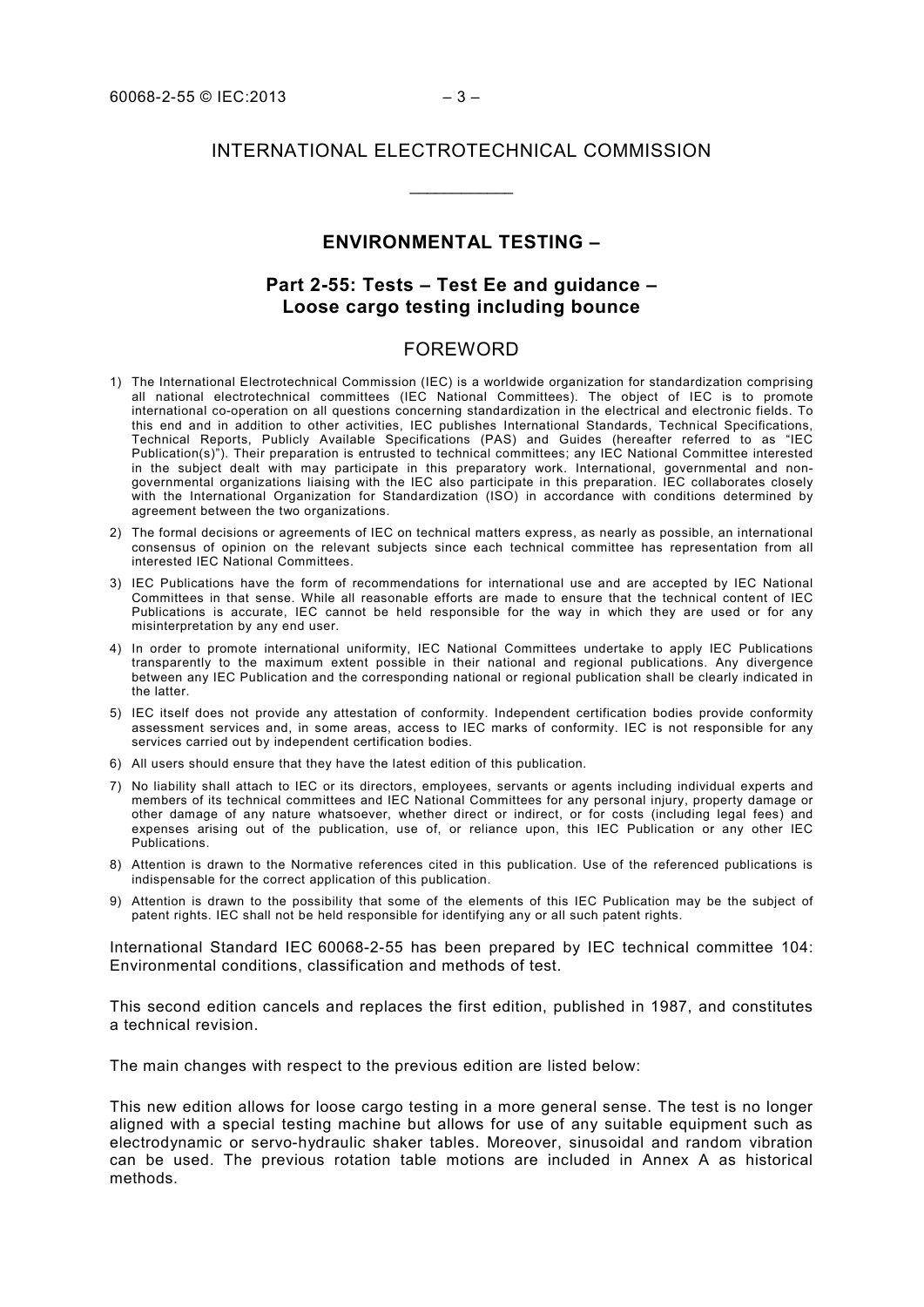# INTERNATIONAL ELECTROTECHNICAL COMMISSION

\_\_\_\_\_\_\_\_\_\_\_\_

## ENVIRONMENTAL TESTING –

## Part 2-55: Tests – Test Ee and guidance – Loose cargo testing including bounce

## FOREWORD

1) The International Electrotechnical Commission (IEC) is a worldwide organization for standardization comprising all national electrotechnical committees (IEC National Committees). The object of IEC is to promote international co-operation on all questions concerning standardization in the electrical and electronic fields. To this end and in addition to other activities, IEC publishes International Standards, Technical Specifications, Technical Reports, Publicly Available Specifications (PAS) and Guides (hereafter referred to as "IEC Publication(s)"). Their preparation is entrusted to technical committees; any IEC National Committee interested in the subject dealt with may participate in this preparatory work. International, governmental and non-governmental organizations liaising with the IEC also participate in this preparation. IEC collaborates closely with the International Organization for Standardization (ISO) in accordance with conditions determined by agreement between the two organizations.
2) The formal decisions or agreements of IEC on technical matters express, as nearly as possible, an international consensus of opinion on the relevant subjects since each technical committee has representation from all interested IEC National Committees.
3) IEC Publications have the form of recommendations for international use and are accepted by IEC National Committees in that sense. While all reasonable efforts are made to ensure that the technical content of IEC Publications is accurate, IEC cannot be held responsible for the way in which they are used or for any misinterpretation by any end user.
4) In order to promote international uniformity, IEC National Committees undertake to apply IEC Publications transparently to the maximum extent possible in their national and regional publications. Any divergence between any IEC Publication and the corresponding national or regional publication shall be clearly indicated in the latter.
5) IEC itself does not provide any attestation of conformity. Independent certification bodies provide conformity assessment services and, in some areas, access to IEC marks of conformity. IEC is not responsible for any services carried out by independent certification bodies.
6) All users should ensure that they have the latest edition of this publication.
7) No liability shall attach to IEC or its directors, employees, servants or agents including individual experts and members of its technical committees and IEC National Committees for any personal injury, property damage or other damage of any nature whatsoever, whether direct or indirect, or for costs (including legal fees) and expenses arising out of the publication, use of, or reliance upon, this IEC Publication or any other IEC Publications.
8) Attention is drawn to the Normative references cited in this publication. Use of the referenced publications is indispensable for the correct application of this publication.
9) Attention is drawn to the possibility that some of the elements of this IEC Publication may be the subject of patent rights. IEC shall not be held responsible for identifying any or all such patent rights.

International Standard IEC 60068-2-55 has been prepared by IEC technical committee 104: Environmental conditions, classification and methods of test.

This second edition cancels and replaces the first edition, published in 1987, and constitutes a technical revision.

The main changes with respect to the previous edition are listed below:

This new edition allows for loose cargo testing in a more general sense. The test is no longer aligned with a special testing machine but allows for use of any suitable equipment such as electrodynamic or servo-hydraulic shaker tables. Moreover, sinusoidal and random vibration can be used. The previous rotation table motions are included in Annex A as historical methods.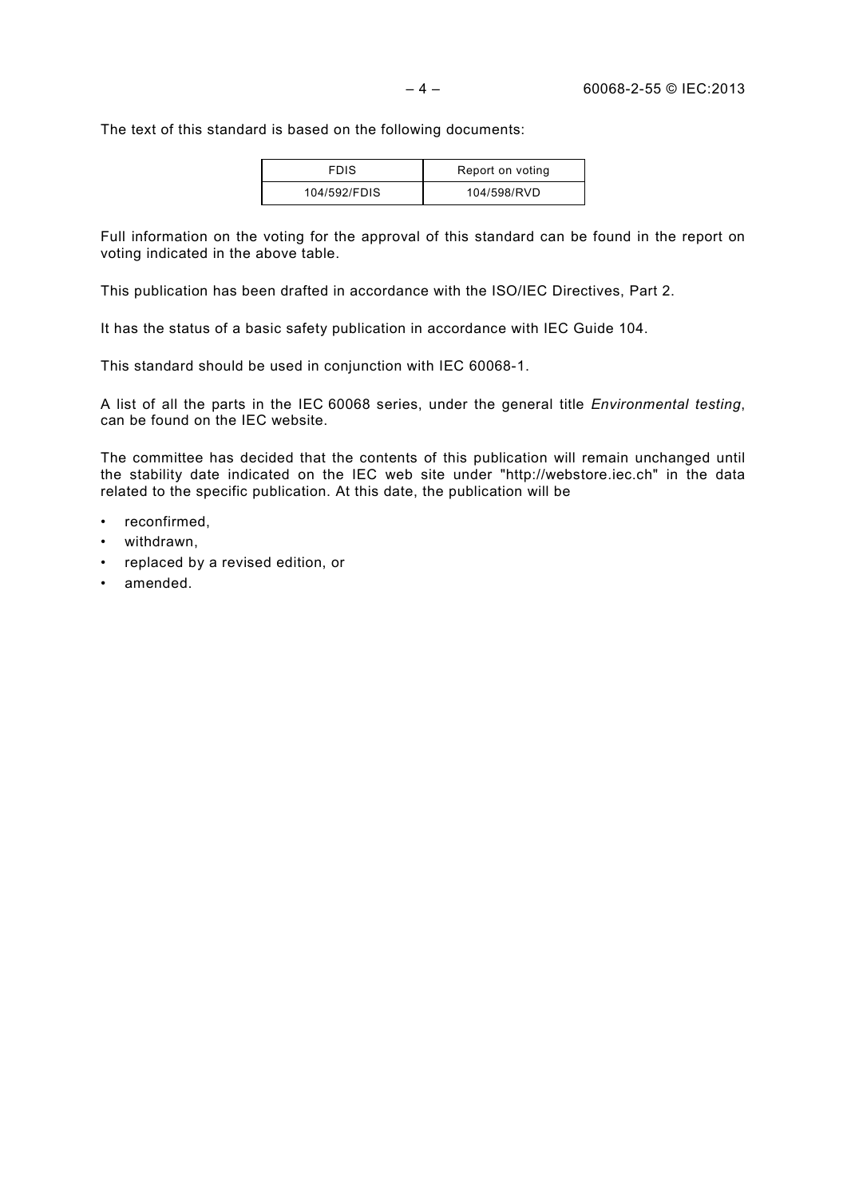The text of this standard is based on the following documents:

| FDIS | Report on voting |
| --- | --- |
| 104/592/FDIS | 104/598/RVD |

Full information on the voting for the approval of this standard can be found in the report on voting indicated in the above table.

This publication has been drafted in accordance with the ISO/IEC Directives, Part 2.

It has the status of a basic safety publication in accordance with IEC Guide 104.

This standard should be used in conjunction with IEC 60068-1.

A list of all the parts in the IEC 60068 series, under the general title *Environmental testing*, can be found on the IEC website.

The committee has decided that the contents of this publication will remain unchanged until the stability date indicated on the IEC web site under "http://webstore.iec.ch" in the data related to the specific publication. At this date, the publication will be

- reconfirmed,
- withdrawn,
- replaced by a revised edition, or
- amended.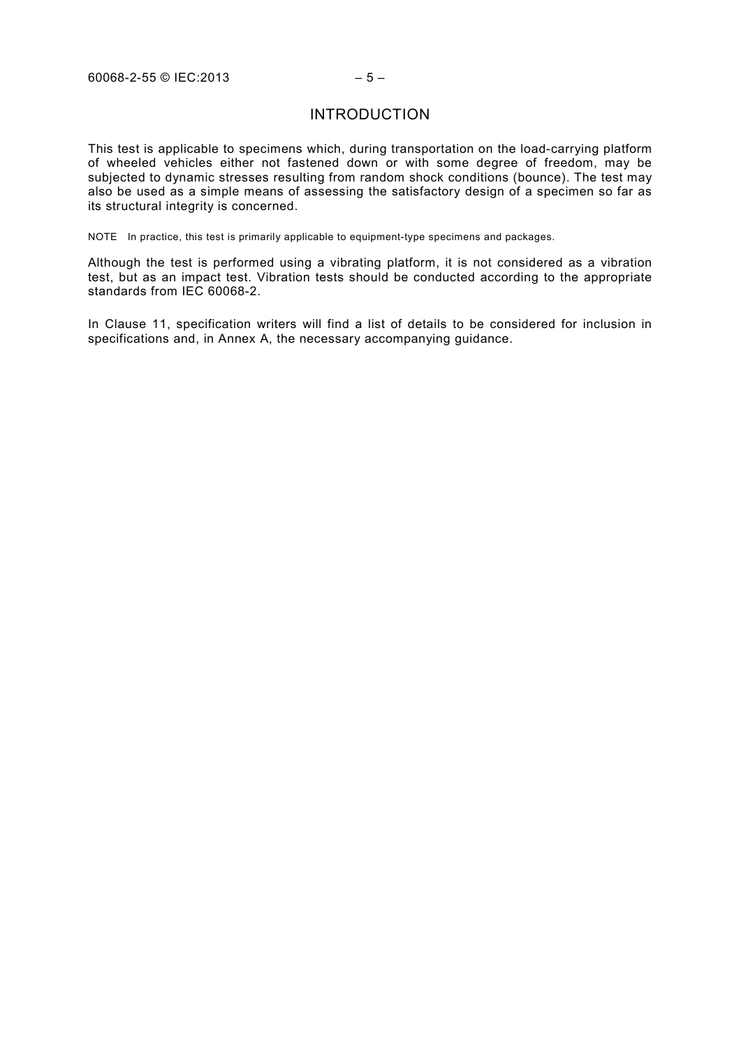# INTRODUCTION

This test is applicable to specimens which, during transportation on the load-carrying platform of wheeled vehicles either not fastened down or with some degree of freedom, may be subjected to dynamic stresses resulting from random shock conditions (bounce). The test may also be used as a simple means of assessing the satisfactory design of a specimen so far as its structural integrity is concerned.

NOTE In practice, this test is primarily applicable to equipment-type specimens and packages.

Although the test is performed using a vibrating platform, it is not considered as a vibration test, but as an impact test. Vibration tests should be conducted according to the appropriate standards from IEC 60068-2.

In Clause 11, specification writers will find a list of details to be considered for inclusion in specifications and, in Annex A, the necessary accompanying guidance.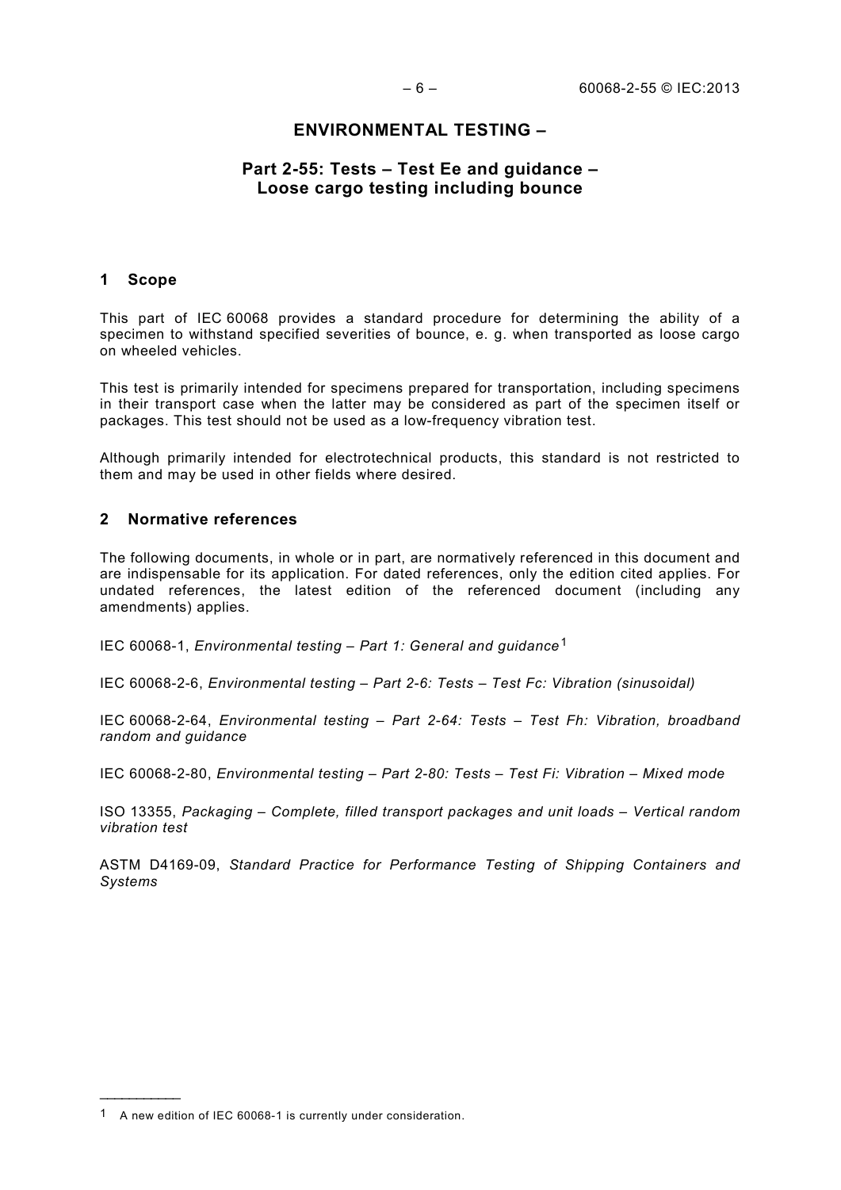# ENVIRONMENTAL TESTING –

## Part 2-55: Tests – Test Ee and guidance – Loose cargo testing including bounce

## 1 Scope

This part of IEC 60068 provides a standard procedure for determining the ability of a specimen to withstand specified severities of bounce, e. g. when transported as loose cargo on wheeled vehicles.

This test is primarily intended for specimens prepared for transportation, including specimens in their transport case when the latter may be considered as part of the specimen itself or packages. This test should not be used as a low-frequency vibration test.

Although primarily intended for electrotechnical products, this standard is not restricted to them and may be used in other fields where desired.

## 2 Normative references

The following documents, in whole or in part, are normatively referenced in this document and are indispensable for its application. For dated references, only the edition cited applies. For undated references, the latest edition of the referenced document (including any amendments) applies.

IEC 60068-1, *Environmental testing – Part 1: General and guidance*[1]

IEC 60068-2-6, *Environmental testing – Part 2-6: Tests – Test Fc: Vibration (sinusoidal)*

IEC 60068-2-64, *Environmental testing – Part 2-64: Tests – Test Fh: Vibration, broadband random and guidance*

IEC 60068-2-80, *Environmental testing – Part 2-80: Tests – Test Fi: Vibration – Mixed mode*

ISO 13355, *Packaging – Complete, filled transport packages and unit loads – Vertical random vibration test*

ASTM D4169-09, *Standard Practice for Performance Testing of Shipping Containers and Systems*

---

[1] A new edition of IEC 60068-1 is currently under consideration.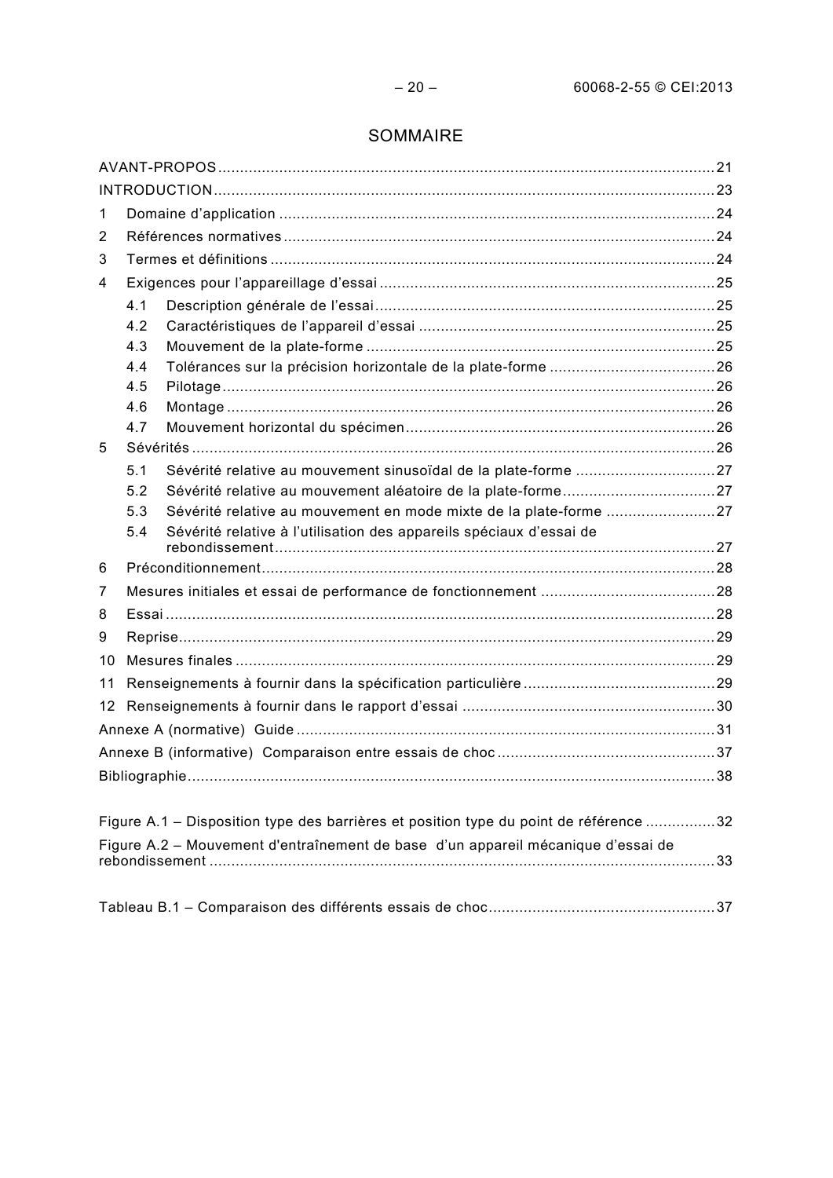# SOMMAIRE

AVANT-PROPOS .......... 21

INTRODUCTION .......... 23

1 Domaine d'application .......... 24

2 Références normatives .......... 24

3 Termes et définitions .......... 24

4 Exigences pour l'appareillage d'essai .......... 25

- 4.1 Description générale de l'essai .......... 25
- 4.2 Caractéristiques de l'appareil d'essai .......... 25
- 4.3 Mouvement de la plate-forme .......... 25
- 4.4 Tolérances sur la précision horizontale de la plate-forme .......... 26
- 4.5 Pilotage .......... 26
- 4.6 Montage .......... 26
- 4.7 Mouvement horizontal du spécimen .......... 26

5 Sévérités .......... 26

- 5.1 Sévérité relative au mouvement sinusoïdal de la plate-forme .......... 27
- 5.2 Sévérité relative au mouvement aléatoire de la plate-forme .......... 27
- 5.3 Sévérité relative au mouvement en mode mixte de la plate-forme .......... 27
- 5.4 Sévérité relative à l'utilisation des appareils spéciaux d'essai de rebondissement .......... 27

6 Préconditionnement .......... 28

7 Mesures initiales et essai de performance de fonctionnement .......... 28

8 Essai .......... 28

9 Reprise .......... 29

10 Mesures finales .......... 29

11 Renseignements à fournir dans la spécification particulière .......... 29

12 Renseignements à fournir dans le rapport d'essai .......... 30

Annexe A (normative) Guide .......... 31

Annexe B (informative) Comparaison entre essais de choc .......... 37

Bibliographie .......... 38

Figure A.1 – Disposition type des barrières et position type du point de référence .......... 32

Figure A.2 – Mouvement d'entraînement de base d'un appareil mécanique d'essai de rebondissement .......... 33

Tableau B.1 – Comparaison des différents essais de choc .......... 37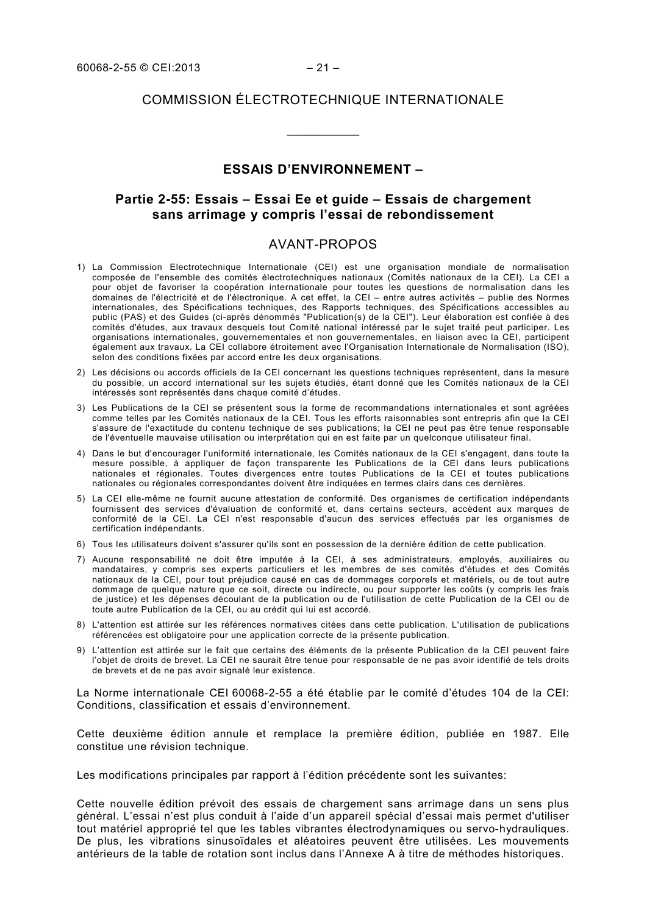COMMISSION ÉLECTROTECHNIQUE INTERNATIONALE

___________

## ESSAIS D'ENVIRONNEMENT –

## Partie 2-55: Essais – Essai Ee et guide – Essais de chargement sans arrimage y compris l'essai de rebondissement

## AVANT-PROPOS

1) La Commission Electrotechnique Internationale (CEI) est une organisation mondiale de normalisation composée de l'ensemble des comités électrotechniques nationaux (Comités nationaux de la CEI). La CEI a pour objet de favoriser la coopération internationale pour toutes les questions de normalisation dans les domaines de l'électricité et de l'électronique. A cet effet, la CEI – entre autres activités – publie des Normes internationales, des Spécifications techniques, des Rapports techniques, des Spécifications accessibles au public (PAS) et des Guides (ci-après dénommés "Publication(s) de la CEI"). Leur élaboration est confiée à des comités d'études, aux travaux desquels tout Comité national intéressé par le sujet traité peut participer. Les organisations internationales, gouvernementales et non gouvernementales, en liaison avec la CEI, participent également aux travaux. La CEI collabore étroitement avec l'Organisation Internationale de Normalisation (ISO), selon des conditions fixées par accord entre les deux organisations.
2) Les décisions ou accords officiels de la CEI concernant les questions techniques représentent, dans la mesure du possible, un accord international sur les sujets étudiés, étant donné que les Comités nationaux de la CEI intéressés sont représentés dans chaque comité d'études.
3) Les Publications de la CEI se présentent sous la forme de recommandations internationales et sont agréées comme telles par les Comités nationaux de la CEI. Tous les efforts raisonnables sont entrepris afin que la CEI s'assure de l'exactitude du contenu technique de ses publications; la CEI ne peut pas être tenue responsable de l'éventuelle mauvaise utilisation ou interprétation qui en est faite par un quelconque utilisateur final.
4) Dans le but d'encourager l'uniformité internationale, les Comités nationaux de la CEI s'engagent, dans toute la mesure possible, à appliquer de façon transparente les Publications de la CEI dans leurs publications nationales et régionales. Toutes divergences entre toutes Publications de la CEI et toutes publications nationales ou régionales correspondantes doivent être indiquées en termes clairs dans ces dernières.
5) La CEI elle-même ne fournit aucune attestation de conformité. Des organismes de certification indépendants fournissent des services d'évaluation de conformité et, dans certains secteurs, accèdent aux marques de conformité de la CEI. La CEI n'est responsable d'aucun des services effectués par les organismes de certification indépendants.
6) Tous les utilisateurs doivent s'assurer qu'ils sont en possession de la dernière édition de cette publication.
7) Aucune responsabilité ne doit être imputée à la CEI, à ses administrateurs, employés, auxiliaires ou mandataires, y compris ses experts particuliers et les membres de ses comités d'études et des Comités nationaux de la CEI, pour tout préjudice causé en cas de dommages corporels et matériels, ou de tout autre dommage de quelque nature que ce soit, directe ou indirecte, ou pour supporter les coûts (y compris les frais de justice) et les dépenses découlant de la publication ou de l'utilisation de cette Publication de la CEI ou de toute autre Publication de la CEI, ou au crédit qui lui est accordé.
8) L'attention est attirée sur les références normatives citées dans cette publication. L'utilisation de publications référencées est obligatoire pour une application correcte de la présente publication.
9) L'attention est attirée sur le fait que certains des éléments de la présente Publication de la CEI peuvent faire l'objet de droits de brevet. La CEI ne saurait être tenue pour responsable de ne pas avoir identifié de tels droits de brevets et de ne pas avoir signalé leur existence.

La Norme internationale CEI 60068-2-55 a été établie par le comité d'études 104 de la CEI: Conditions, classification et essais d'environnement.

Cette deuxième édition annule et remplace la première édition, publiée en 1987. Elle constitue une révision technique.

Les modifications principales par rapport à l'édition précédente sont les suivantes:

Cette nouvelle édition prévoit des essais de chargement sans arrimage dans un sens plus général. L'essai n'est plus conduit à l'aide d'un appareil spécial d'essai mais permet d'utiliser tout matériel approprié tel que les tables vibrantes électrodynamiques ou servo-hydrauliques. De plus, les vibrations sinusoïdales et aléatoires peuvent être utilisées. Les mouvements antérieurs de la table de rotation sont inclus dans l'Annexe A à titre de méthodes historiques.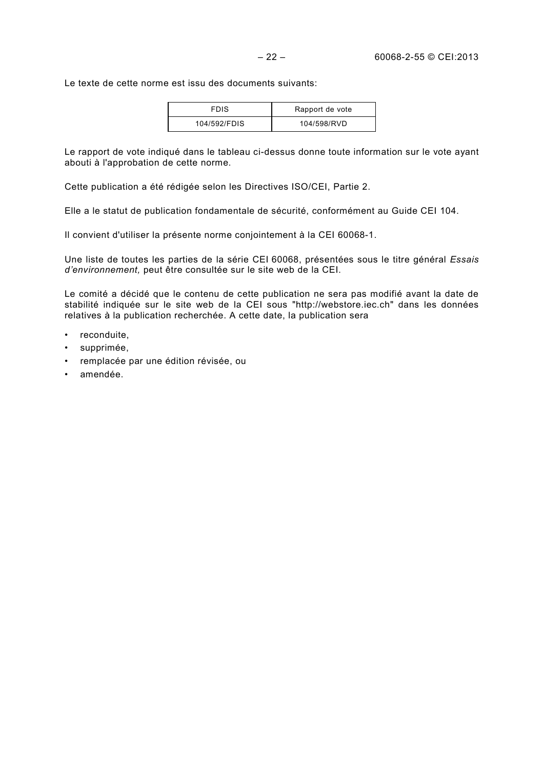Le texte de cette norme est issu des documents suivants:

| FDIS | Rapport de vote |
| --- | --- |
| 104/592/FDIS | 104/598/RVD |

Le rapport de vote indiqué dans le tableau ci-dessus donne toute information sur le vote ayant abouti à l'approbation de cette norme.

Cette publication a été rédigée selon les Directives ISO/CEI, Partie 2.

Elle a le statut de publication fondamentale de sécurité, conformément au Guide CEI 104.

Il convient d'utiliser la présente norme conjointement à la CEI 60068-1.

Une liste de toutes les parties de la série CEI 60068, présentées sous le titre général *Essais d'environnement,* peut être consultée sur le site web de la CEI.

Le comité a décidé que le contenu de cette publication ne sera pas modifié avant la date de stabilité indiquée sur le site web de la CEI sous "http://webstore.iec.ch" dans les données relatives à la publication recherchée. A cette date, la publication sera

- reconduite,
- supprimée,
- remplacée par une édition révisée, ou
- amendée.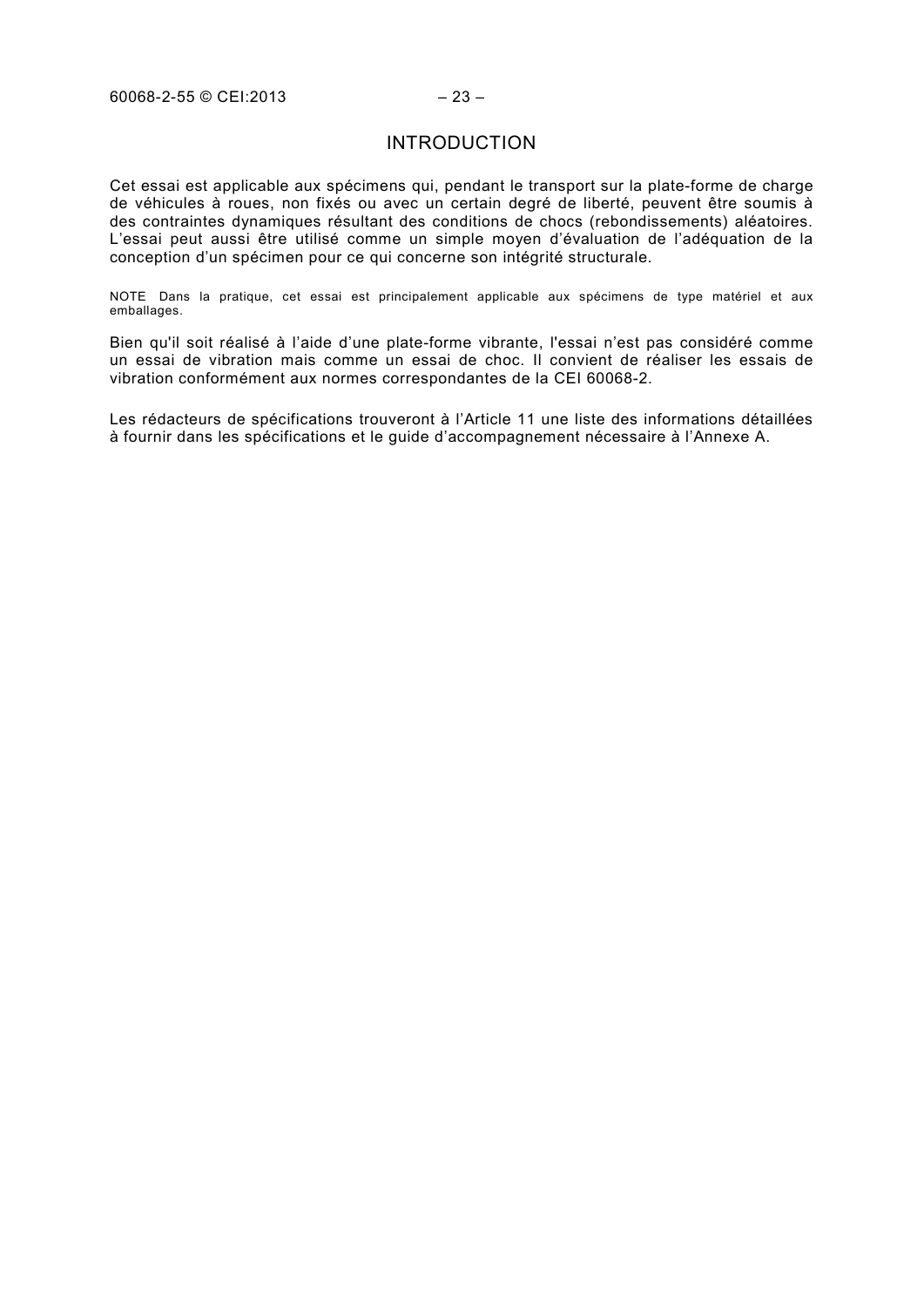# INTRODUCTION

Cet essai est applicable aux spécimens qui, pendant le transport sur la plate-forme de charge de véhicules à roues, non fixés ou avec un certain degré de liberté, peuvent être soumis à des contraintes dynamiques résultant des conditions de chocs (rebondissements) aléatoires. L'essai peut aussi être utilisé comme un simple moyen d'évaluation de l'adéquation de la conception d'un spécimen pour ce qui concerne son intégrité structurale.

NOTE Dans la pratique, cet essai est principalement applicable aux spécimens de type matériel et aux emballages.

Bien qu'il soit réalisé à l'aide d'une plate-forme vibrante, l'essai n'est pas considéré comme un essai de vibration mais comme un essai de choc. Il convient de réaliser les essais de vibration conformément aux normes correspondantes de la CEI 60068-2.

Les rédacteurs de spécifications trouveront à l'Article 11 une liste des informations détaillées à fournir dans les spécifications et le guide d'accompagnement nécessaire à l'Annexe A.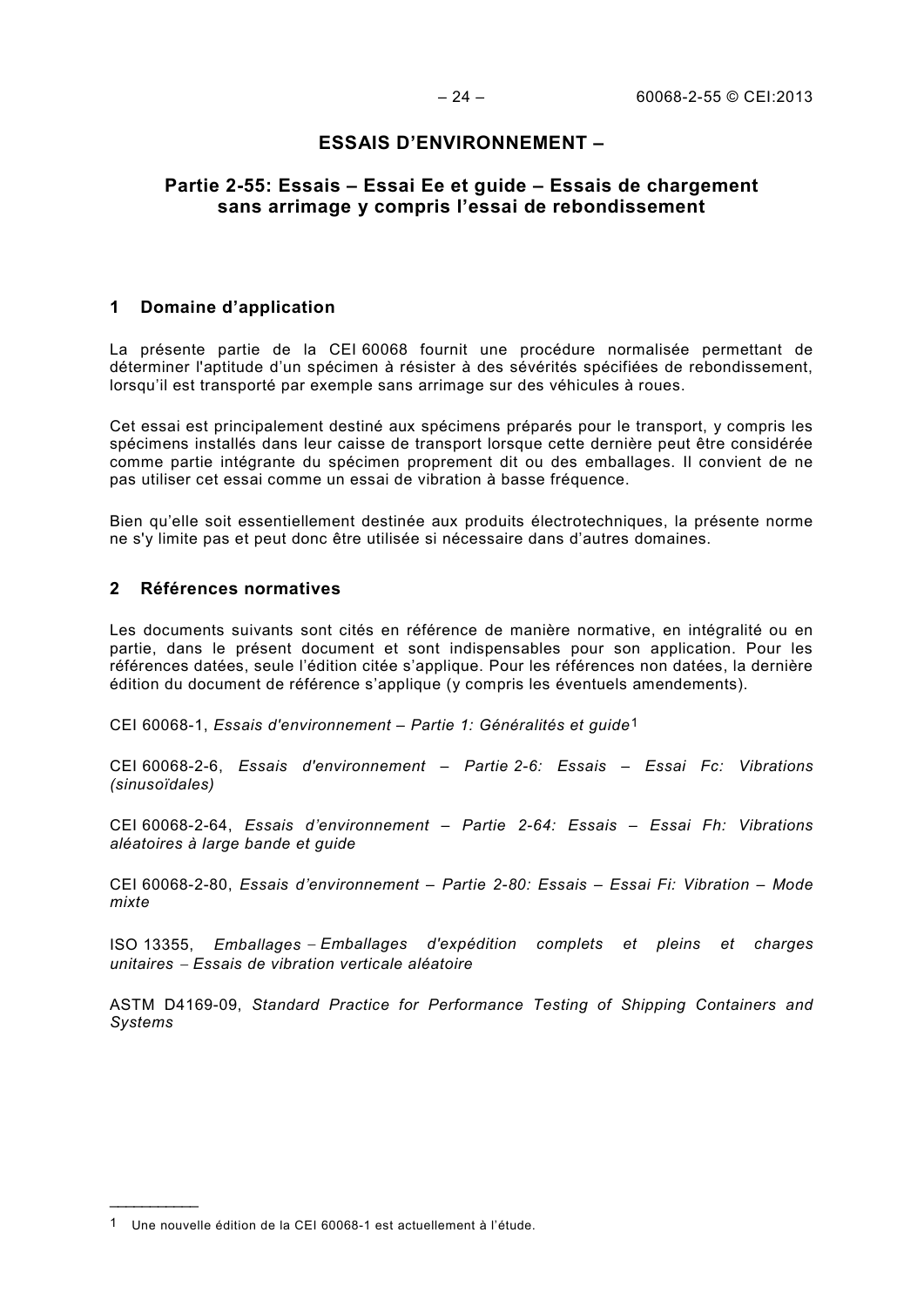# ESSAIS D'ENVIRONNEMENT –

## Partie 2-55: Essais – Essai Ee et guide – Essais de chargement sans arrimage y compris l'essai de rebondissement

## 1 Domaine d'application

La présente partie de la CEI 60068 fournit une procédure normalisée permettant de déterminer l'aptitude d'un spécimen à résister à des sévérités spécifiées de rebondissement, lorsqu'il est transporté par exemple sans arrimage sur des véhicules à roues.

Cet essai est principalement destiné aux spécimens préparés pour le transport, y compris les spécimens installés dans leur caisse de transport lorsque cette dernière peut être considérée comme partie intégrante du spécimen proprement dit ou des emballages. Il convient de ne pas utiliser cet essai comme un essai de vibration à basse fréquence.

Bien qu'elle soit essentiellement destinée aux produits électrotechniques, la présente norme ne s'y limite pas et peut donc être utilisée si nécessaire dans d'autres domaines.

## 2 Références normatives

Les documents suivants sont cités en référence de manière normative, en intégralité ou en partie, dans le présent document et sont indispensables pour son application. Pour les références datées, seule l'édition citée s'applique. Pour les références non datées, la dernière édition du document de référence s'applique (y compris les éventuels amendements).

CEI 60068-1, *Essais d'environnement – Partie 1: Généralités et guide*[1]

CEI 60068-2-6, *Essais d'environnement – Partie 2-6: Essais – Essai Fc: Vibrations (sinusoïdales)*

CEI 60068-2-64, *Essais d'environnement – Partie 2-64: Essais – Essai Fh: Vibrations aléatoires à large bande et guide*

CEI 60068-2-80, *Essais d'environnement – Partie 2-80: Essais – Essai Fi: Vibration – Mode mixte*

ISO 13355, *Emballages – Emballages d'expédition complets et pleins et charges unitaires – Essais de vibration verticale aléatoire*

ASTM D4169-09, *Standard Practice for Performance Testing of Shipping Containers and Systems*

---

[1] Une nouvelle édition de la CEI 60068-1 est actuellement à l'étude.